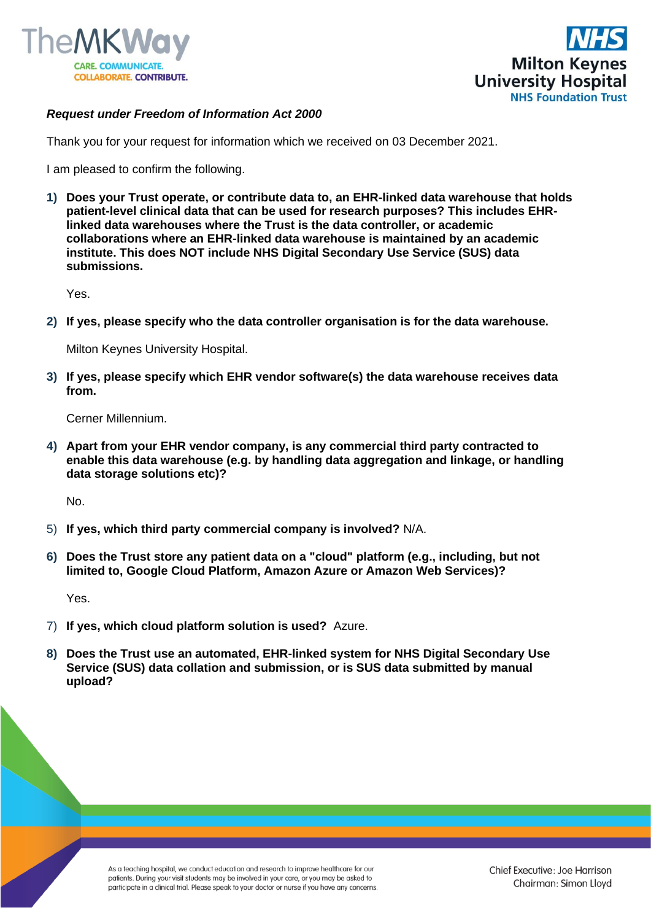***Request under Freedom of Information Act 2000***

Thank you for your request for information which we received on 03 December 2021.

I am pleased to confirm the following.

1) **Does your Trust operate, or contribute data to, an EHR-linked data warehouse that holds patient-level clinical data that can be used for research purposes? This includes EHR-linked data warehouses where the Trust is the data controller, or academic collaborations where an EHR-linked data warehouse is maintained by an academic institute. This does NOT include NHS Digital Secondary Use Service (SUS) data submissions.**

   Yes.

2) **If yes, please specify who the data controller organisation is for the data warehouse.**

   Milton Keynes University Hospital.

3) **If yes, please specify which EHR vendor software(s) the data warehouse receives data from.**

   Cerner Millennium.

4) **Apart from your EHR vendor company, is any commercial third party contracted to enable this data warehouse (e.g. by handling data aggregation and linkage, or handling data storage solutions etc)?**

   No.

5) **If yes, which third party commercial company is involved?** N/A.

6) **Does the Trust store any patient data on a "cloud" platform (e.g., including, but not limited to, Google Cloud Platform, Amazon Azure or Amazon Web Services)?**

   Yes.

7) **If yes, which cloud platform solution is used?** Azure.

8) **Does the Trust use an automated, EHR-linked system for NHS Digital Secondary Use Service (SUS) data collation and submission, or is SUS data submitted by manual upload?**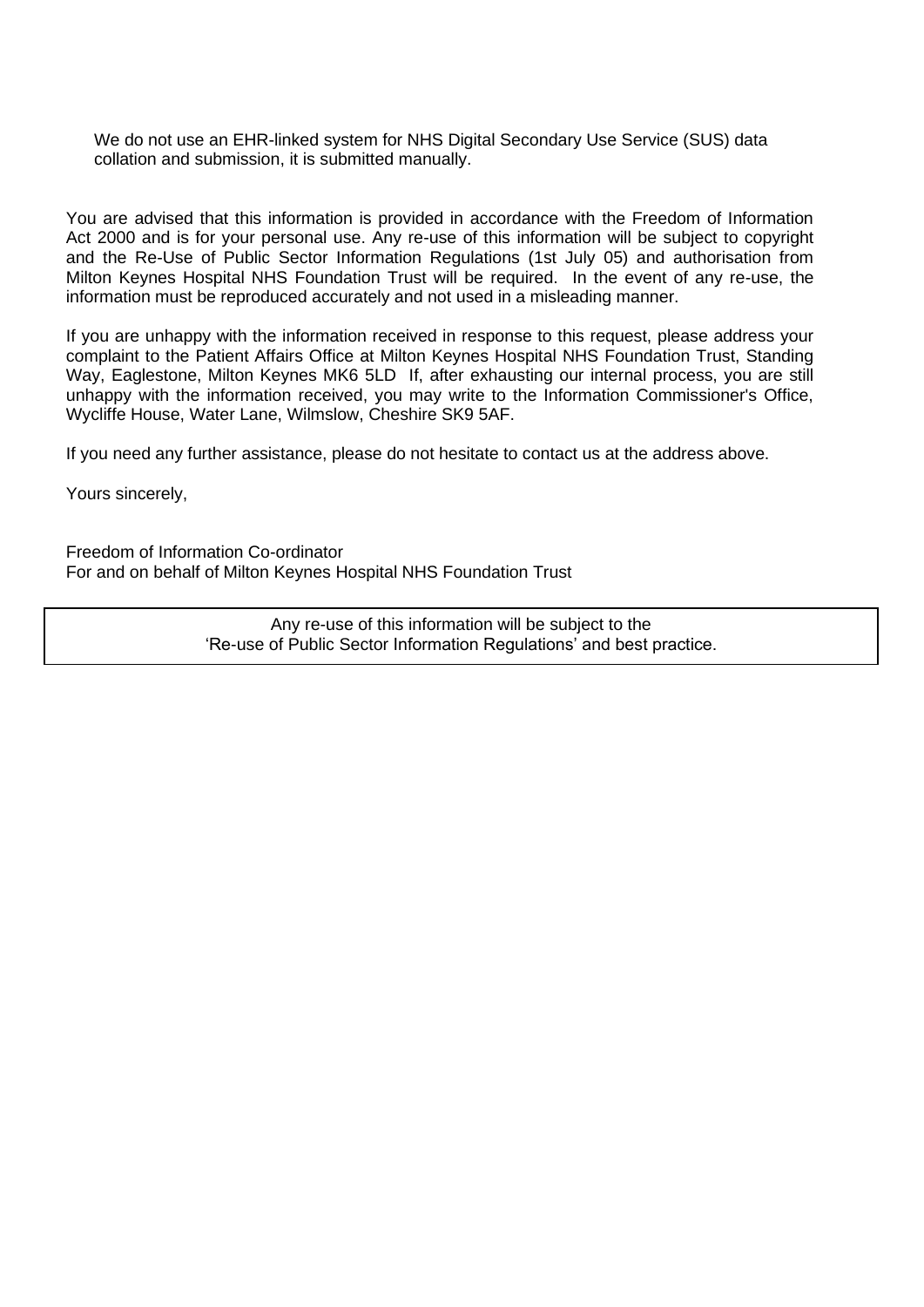We do not use an EHR-linked system for NHS Digital Secondary Use Service (SUS) data collation and submission, it is submitted manually.

You are advised that this information is provided in accordance with the Freedom of Information Act 2000 and is for your personal use. Any re-use of this information will be subject to copyright and the Re-Use of Public Sector Information Regulations (1st July 05) and authorisation from Milton Keynes Hospital NHS Foundation Trust will be required. In the event of any re-use, the information must be reproduced accurately and not used in a misleading manner.

If you are unhappy with the information received in response to this request, please address your complaint to the Patient Affairs Office at Milton Keynes Hospital NHS Foundation Trust, Standing Way, Eaglestone, Milton Keynes MK6 5LD If, after exhausting our internal process, you are still unhappy with the information received, you may write to the Information Commissioner's Office, Wycliffe House, Water Lane, Wilmslow, Cheshire SK9 5AF.

If you need any further assistance, please do not hesitate to contact us at the address above.

Yours sincerely,

Freedom of Information Co-ordinator
For and on behalf of Milton Keynes Hospital NHS Foundation Trust

Any re-use of this information will be subject to the
'Re-use of Public Sector Information Regulations' and best practice.